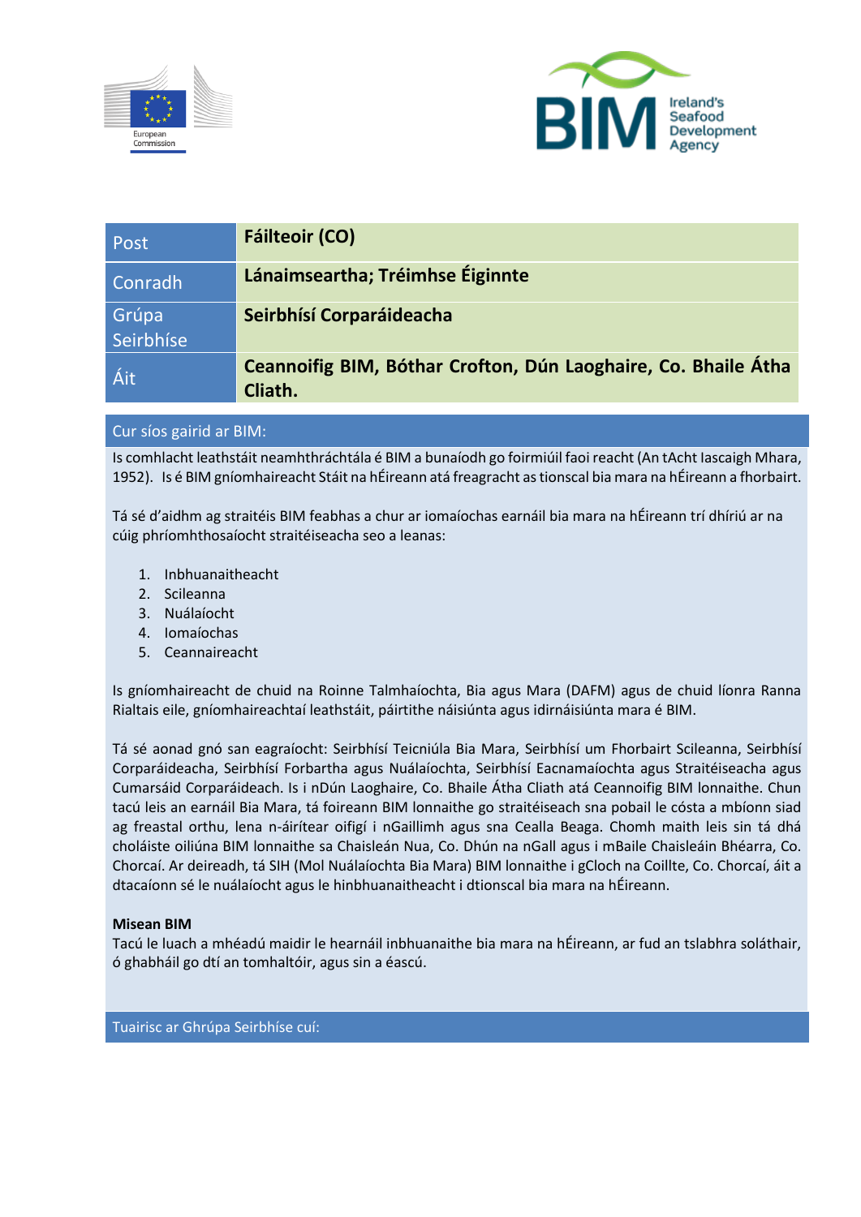| Post | Fáilteoir (CO) |
|---|---|
| Conradh | Lánaimseartha; Tréimhse Éiginnte |
| Grúpa Seirbhíse | Seirbhísí Corparáideacha |
| Áit | Ceannoifig BIM, Bóthar Crofton, Dún Laoghaire, Co. Bhaile Átha Cliath. |

## Cur síos gairid ar BIM:

Is comhlacht leathstáit neamhthráchtála é BIM a bunaíodh go foirmiúil faoi reacht (An tAcht Iascaigh Mhara, 1952). Is é BIM gníomhaireacht Stáit na hÉireann atá freagracht as tionscal bia mara na hÉireann a fhorbairt.

Tá sé d'aidhm ag straitéis BIM feabhas a chur ar iomaíochas earnáil bia mara na hÉireann trí dhíriú ar na cúig phríomhthosaíocht straitéiseacha seo a leanas:

1. Inbhuanaitheacht
2. Scileanna
3. Nuálaíocht
4. Iomaíochas
5. Ceannaireacht

Is gníomhaireacht de chuid na Roinne Talmhaíochta, Bia agus Mara (DAFM) agus de chuid líonra Ranna Rialtais eile, gníomhaireachtaí leathstáit, páirtithe náisiúnta agus idirnáisiúnta mara é BIM.

Tá sé aonad gnó san eagraíocht: Seirbhísí Teicniúla Bia Mara, Seirbhísí um Fhorbairt Scileanna, Seirbhísí Corparáideacha, Seirbhísí Forbartha agus Nuálaíochta, Seirbhísí Eacnamaíochta agus Straitéiseacha agus Cumarsáid Corparáideach. Is i nDún Laoghaire, Co. Bhaile Átha Cliath atá Ceannoifig BIM lonnaithe. Chun tacú leis an earnáil Bia Mara, tá foireann BIM lonnaithe go straitéiseach sna pobail le cósta a mbíonn siad ag freastal orthu, lena n-áirítear oifigí i nGaillimh agus sna Cealla Beaga. Chomh maith leis sin tá dhá choláiste oiliúna BIM lonnaithe sa Chaisleán Nua, Co. Dhún na nGall agus i mBaile Chaisleáin Bhéarra, Co. Chorcaí. Ar deireadh, tá SIH (Mol Nuálaíochta Bia Mara) BIM lonnaithe i gCloch na Coillte, Co. Chorcaí, áit a dtacaíonn sé le nuálaíocht agus le hinbhuanaitheacht i dtionscal bia mara na hÉireann.

**Misean BIM**

Tacú le luach a mhéadú maidir le hearnáil inbhuanaithe bia mara na hÉireann, ar fud an tslabhra soláthair, ó ghabháil go dtí an tomhaltóir, agus sin a éascú.

## Tuairisc ar Ghrúpa Seirbhíse cuí: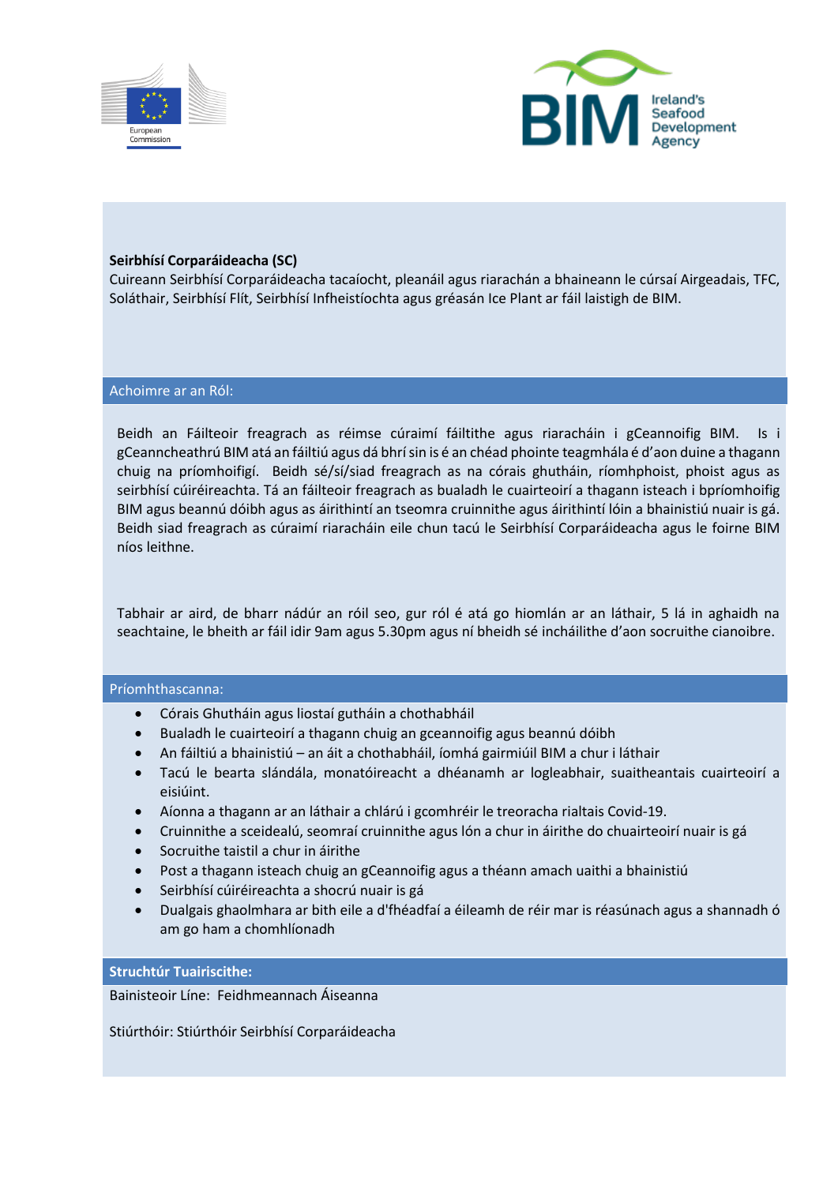**Seirbhísí Corparáideacha (SC)**
Cuireann Seirbhísí Corparáideacha tacaíocht, pleanáil agus riarachán a bhaineann le cúrsaí Airgeadais, TFC, Soláthair, Seirbhísí Flít, Seirbhísí Infheistíochta agus gréasán Ice Plant ar fáil laistigh de BIM.

## Achoimre ar an Ról:

Beidh an Fáilteoir freagrach as réimse cúraimí fáiltithe agus riaracháin i gCeannoifig BIM. Is i gCeanncheathrú BIM atá an fáiltiú agus dá bhrí sin is é an chéad phointe teagmhála é d'aon duine a thagann chuig na príomhoifigí. Beidh sé/sí/siad freagrach as na córais ghutháin, ríomhphoist, phoist agus as seirbhísí cúiréireachta. Tá an fáilteoir freagrach as bualadh le cuairteoirí a thagann isteach i bpríomhoifig BIM agus beannú dóibh agus as áirithintí an tseomra cruinnithe agus áirithintí lóin a bhainistiú nuair is gá. Beidh siad freagrach as cúraimí riaracháin eile chun tacú le Seirbhísí Corparáideacha agus le foirne BIM níos leithne.

Tabhair ar aird, de bharr nádúr an róil seo, gur ról é atá go hiomlán ar an láthair, 5 lá in aghaidh na seachtaine, le bheith ar fáil idir 9am agus 5.30pm agus ní bheidh sé incháilithe d'aon socruithe cianoibre.

## Príomhthascanna:

- Córais Ghutháin agus liostaí gutháin a chothabháil
- Bualadh le cuairteoirí a thagann chuig an gceannoifig agus beannú dóibh
- An fáiltiú a bhainistiú – an áit a chothabháil, íomhá gairmiúil BIM a chur i láthair
- Tacú le bearta slándála, monatóireacht a dhéanamh ar logleabhair, suaitheantais cuairteoirí a eisiúint.
- Aíonna a thagann ar an láthair a chlárú i gcomhréir le treoracha rialtais Covid-19.
- Cruinnithe a sceidealú, seomraí cruinnithe agus lón a chur in áirithe do chuairteoirí nuair is gá
- Socruithe taistil a chur in áirithe
- Post a thagann isteach chuig an gCeannoifig agus a théann amach uaithi a bhainistiú
- Seirbhísí cúiréireachta a shocrú nuair is gá
- Dualgais ghaolmhara ar bith eile a d'fhéadfaí a éileamh de réir mar is réasúnach agus a shannadh ó am go ham a chomhlíonadh

## Struchtúr Tuairiscithe:

Bainisteoir Líne: Feidhmeannach Áiseanna

Stiúrthóir: Stiúrthóir Seirbhísí Corparáideacha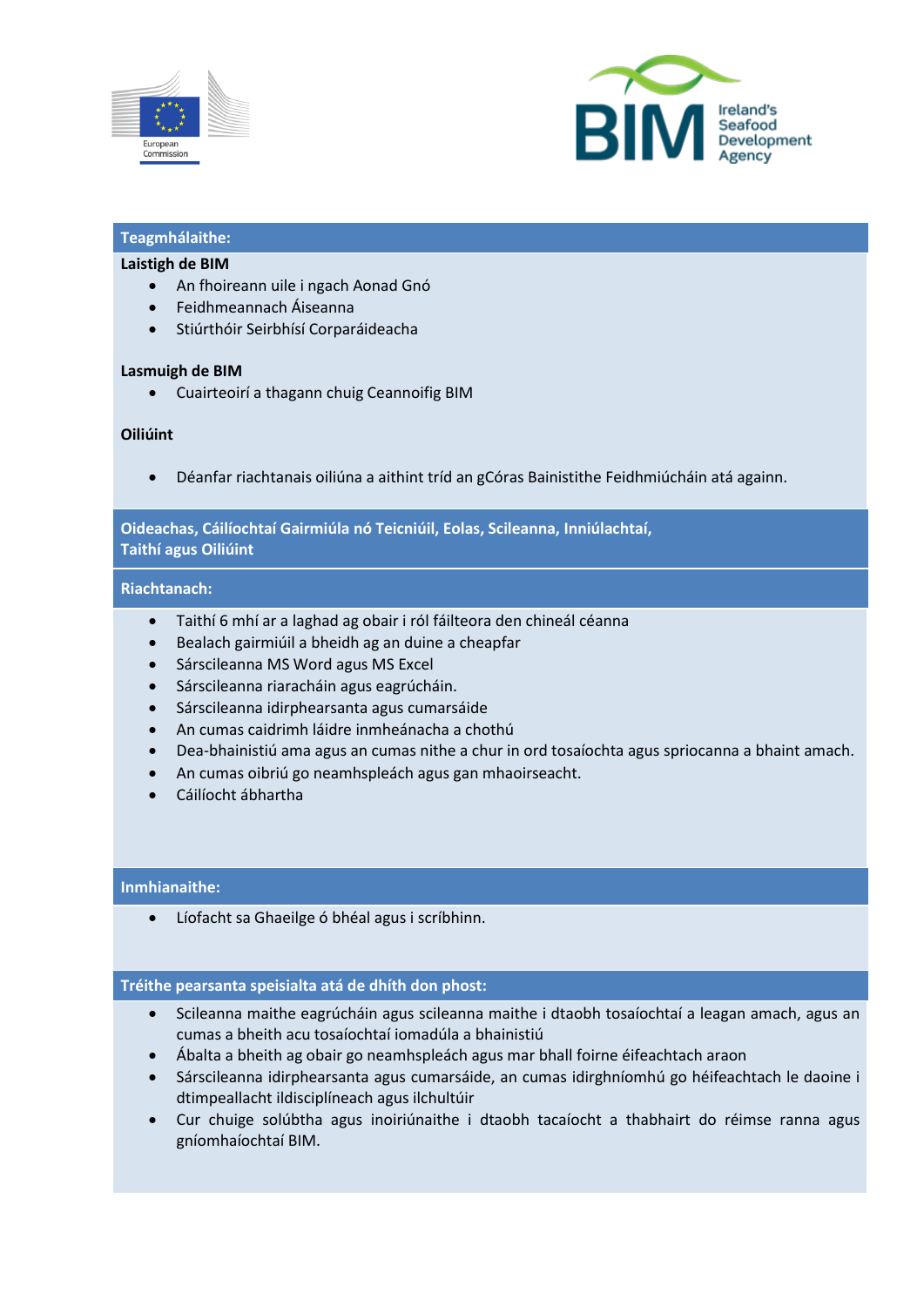## Teagmhálaithe:

**Laistigh de BIM**

- An fhoireann uile i ngach Aonad Gnó
- Feidhmeannach Áiseanna
- Stiúrthóir Seirbhísí Corparáideacha

**Lasmuigh de BIM**

- Cuairteoirí a thagann chuig Ceannoifig BIM

**Oiliúint**

- Déanfar riachtanais oiliúna a aithint tríd an gCóras Bainistithe Feidhmiúcháin atá againn.

## Oideachas, Cáilíochtaí Gairmiúla nó Teicniúil, Eolas, Scileanna, Inniúlachtaí, Taithí agus Oiliúint

### Riachtanach:

- Taithí 6 mhí ar a laghad ag obair i ról fáilteora den chineál céanna
- Bealach gairmiúil a bheidh ag an duine a cheapfar
- Sárscileanna MS Word agus MS Excel
- Sárscileanna riaracháin agus eagrúcháin.
- Sárscileanna idirphearsanta agus cumarsáide
- An cumas caidrimh láidre inmheánacha a chothú
- Dea-bhainistiú ama agus an cumas nithe a chur in ord tosaíochta agus spriocanna a bhaint amach.
- An cumas oibriú go neamhspleách agus gan mhaoirseacht.
- Cáilíocht ábhartha

### Inmhianaithe:

- Líofacht sa Ghaeilge ó bhéal agus i scríbhinn.

## Tréithe pearsanta speisialta atá de dhíth don phost:

- Scileanna maithe eagrúcháin agus scileanna maithe i dtaobh tosaíochtaí a leagan amach, agus an cumas a bheith acu tosaíochtaí iomadúla a bhainistiú
- Ábalta a bheith ag obair go neamhspleách agus mar bhall foirne éifeachtach araon
- Sárscileanna idirphearsanta agus cumarsáide, an cumas idirghníomhú go héifeachtach le daoine i dtimpeallacht ildisciplíneach agus ilchultúir
- Cur chuige solúbtha agus inoiriúnaithe i dtaobh tacaíocht a thabhairt do réimse ranna agus gníomhaíochtaí BIM.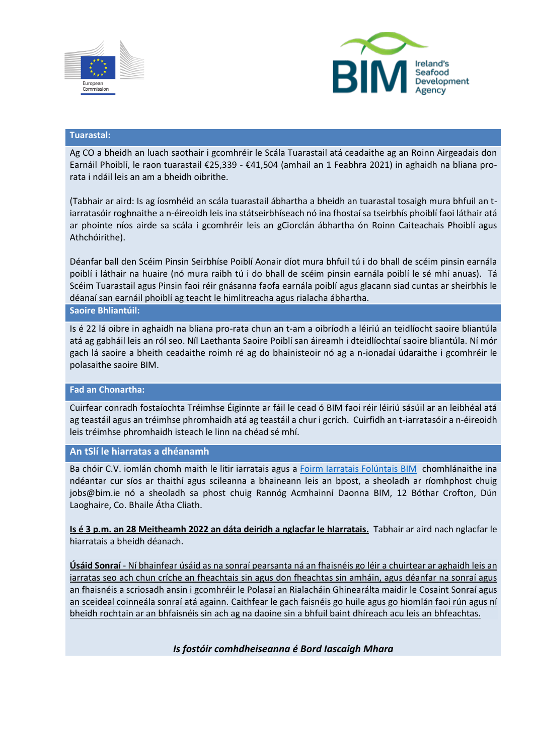## Tuarastal:

Ag CO a bheidh an luach saothair i gcomhréir le Scála Tuarastail atá ceadaithe ag an Roinn Airgeadais don Earnáil Phoiblí, le raon tuarastail €25,339 - €41,504 (amhail an 1 Feabhra 2021) in aghaidh na bliana pro-rata i ndáil leis an am a bheidh oibrithe.

(Tabhair ar aird: Is ag íosmhéid an scála tuarastail ábhartha a bheidh an tuarastal tosaigh mura bhfuil an t-iarratasóir roghnaithe a n-éireoidh leis ina státseirbhíseach nó ina fhostaí sa tseirbhís phoiblí faoi láthair atá ar phointe níos airde sa scála i gcomhréir leis an gCiorclán ábhartha ón Roinn Caiteachais Phoiblí agus Athchóirithe).

Déanfar ball den Scéim Pinsin Seirbhíse Poiblí Aonair díot mura bhfuil tú i do bhall de scéim pinsin earnála poiblí i láthair na huaire (nó mura raibh tú i do bhall de scéim pinsin earnála poiblí le sé mhí anuas). Tá Scéim Tuarastail agus Pinsin faoi réir gnásanna faofa earnála poiblí agus glacann siad cuntas ar sheirbhís le déanaí san earnáil phoiblí ag teacht le himlitreacha agus rialacha ábhartha.

## Saoire Bhliantúil:

Is é 22 lá oibre in aghaidh na bliana pro-rata chun an t-am a oibríodh a léiriú an teidlíocht saoire bliantúla atá ag gabháil leis an ról seo. Níl Laethanta Saoire Poiblí san áireamh i dteidlíochtaí saoire bliantúla. Ní mór gach lá saoire a bheith ceadaithe roimh ré ag do bhainisteoir nó ag a n-ionadaí údaraithe i gcomhréir le polasaithe saoire BIM.

## Fad an Chonartha:

Cuirfear conradh fostaíochta Tréimhse Éiginnte ar fáil le cead ó BIM faoi réir léiriú sásúil ar an leibhéal atá ag teastáil agus an tréimhse phromhaidh atá ag teastáil a chur i gcrích. Cuirfidh an t-iarratasóir a n-éireoidh leis tréimhse phromhaidh isteach le linn na chéad sé mhí.

## An tSlí le hiarratas a dhéanamh

Ba chóir C.V. iomlán chomh maith le litir iarratais agus a Foirm Iarratais Folúntais BIM chomhlánaithe ina ndéantar cur síos ar thaithí agus scileanna a bhaineann leis an bpost, a sheoladh ar ríomhphost chuig jobs@bim.ie nó a sheoladh sa phost chuig Rannóg Acmhainní Daonna BIM, 12 Bóthar Crofton, Dún Laoghaire, Co. Bhaile Átha Cliath.

**Is é 3 p.m. an 28 Meitheamh 2022 an dáta deiridh a nglacfar le hIarratais.** Tabhair ar aird nach nglacfar le hiarratais a bheidh déanach.

**Úsáid Sonraí** - Ní bhainfear úsáid as na sonraí pearsanta ná an fhaisnéis go léir a chuirtear ar aghaidh leis an iarratas seo ach chun críche an fheachtais sin agus don fheachtas sin amháin, agus déanfar na sonraí agus an fhaisnéis a scriosadh ansin i gcomhréir le Polasaí an Rialacháin Ghinearálta maidir le Cosaint Sonraí agus an sceideal coinneála sonraí atá againn. Caithfear le gach faisnéis go huile agus go hiomlán faoi rún agus ní bheidh rochtain ar an bhfaisnéis sin ach ag na daoine sin a bhfuil baint dhíreach acu leis an bhfeachtas.

***Is fostóir comhdheiseanna é Bord Iascaigh Mhara***